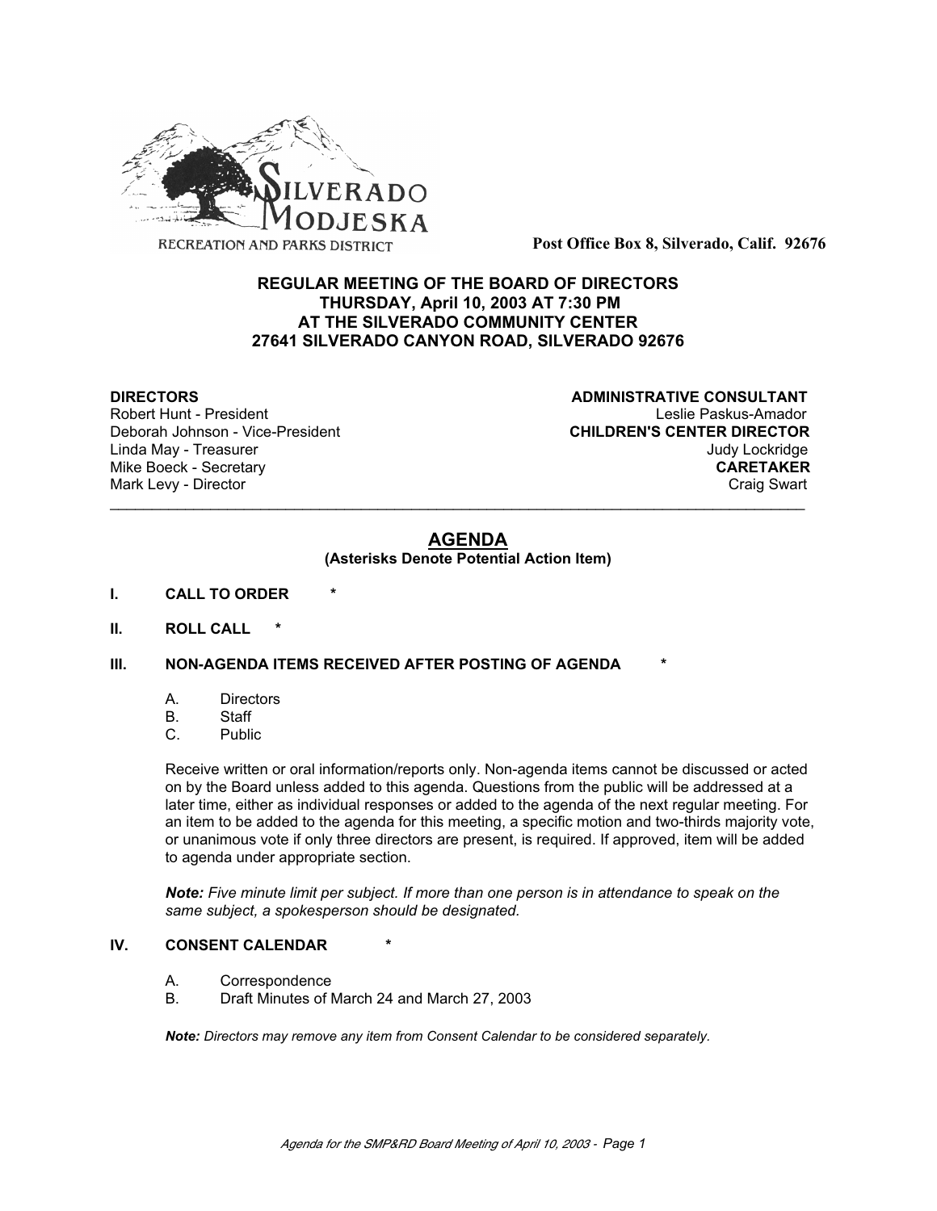SILVERADO MODJESKA
RECREATION AND PARKS DISTRICT

**Post Office Box 8, Silverado, Calif. 92676**

**REGULAR MEETING OF THE BOARD OF DIRECTORS**
**THURSDAY, April 10, 2003 AT 7:30 PM**
**AT THE SILVERADO COMMUNITY CENTER**
**27641 SILVERADO CANYON ROAD, SILVERADO 92676**

**DIRECTORS**
Robert Hunt - President
Deborah Johnson - Vice-President
Linda May - Treasurer
Mike Boeck - Secretary
Mark Levy - Director

**ADMINISTRATIVE CONSULTANT**
Leslie Paskus-Amador
**CHILDREN'S CENTER DIRECTOR**
Judy Lockridge
**CARETAKER**
Craig Swart

---

# AGENDA

**(Asterisks Denote Potential Action Item)**

**I. CALL TO ORDER \***

**II. ROLL CALL \***

**III. NON-AGENDA ITEMS RECEIVED AFTER POSTING OF AGENDA \***

A. Directors
B. Staff
C. Public

Receive written or oral information/reports only. Non-agenda items cannot be discussed or acted on by the Board unless added to this agenda. Questions from the public will be addressed at a later time, either as individual responses or added to the agenda of the next regular meeting. For an item to be added to the agenda for this meeting, a specific motion and two-thirds majority vote, or unanimous vote if only three directors are present, is required. If approved, item will be added to agenda under appropriate section.

***Note:*** *Five minute limit per subject. If more than one person is in attendance to speak on the same subject, a spokesperson should be designated.*

**IV. CONSENT CALENDAR \***

A. Correspondence
B. Draft Minutes of March 24 and March 27, 2003

***Note:*** *Directors may remove any item from Consent Calendar to be considered separately.*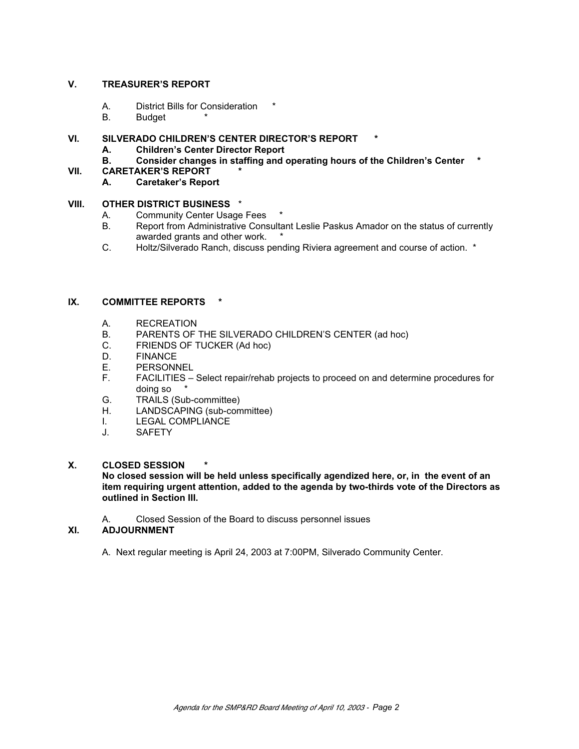## V. TREASURER'S REPORT

A. District Bills for Consideration *

B. Budget *

## VI. SILVERADO CHILDREN'S CENTER DIRECTOR'S REPORT *

**A. Children's Center Director Report**

**B. Consider changes in staffing and operating hours of the Children's Center** *

## VII. CARETAKER'S REPORT *

**A. Caretaker's Report**

## VIII. OTHER DISTRICT BUSINESS *

A. Community Center Usage Fees *

B. Report from Administrative Consultant Leslie Paskus Amador on the status of currently awarded grants and other work. *

C. Holtz/Silverado Ranch, discuss pending Riviera agreement and course of action. *

## IX. COMMITTEE REPORTS *

A. RECREATION

B. PARENTS OF THE SILVERADO CHILDREN'S CENTER (ad hoc)

C. FRIENDS OF TUCKER (Ad hoc)

D. FINANCE

E. PERSONNEL

F. FACILITIES – Select repair/rehab projects to proceed on and determine procedures for doing so *

G. TRAILS (Sub-committee)

H. LANDSCAPING (sub-committee)

I. LEGAL COMPLIANCE

J. SAFETY

## X. CLOSED SESSION *

**No closed session will be held unless specifically agendized here, or, in the event of an item requiring urgent attention, added to the agenda by two-thirds vote of the Directors as outlined in Section III.**

A. Closed Session of the Board to discuss personnel issues

## XI. ADJOURNMENT

A. Next regular meeting is April 24, 2003 at 7:00PM, Silverado Community Center.